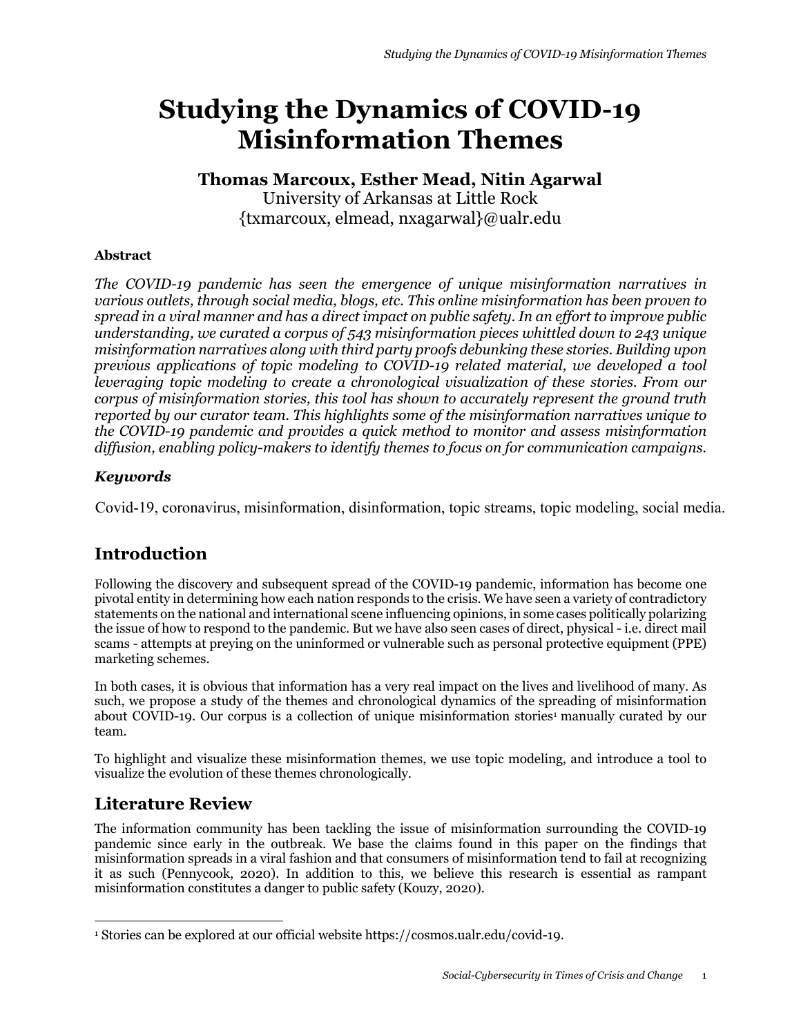# Studying the Dynamics of COVID-19 Misinformation Themes

**Thomas Marcoux, Esther Mead, Nitin Agarwal**
University of Arkansas at Little Rock
{txmarcoux, elmead, nxagarwal}@ualr.edu

#### Abstract

*The COVID-19 pandemic has seen the emergence of unique misinformation narratives in various outlets, through social media, blogs, etc. This online misinformation has been proven to spread in a viral manner and has a direct impact on public safety. In an effort to improve public understanding, we curated a corpus of 543 misinformation pieces whittled down to 243 unique misinformation narratives along with third party proofs debunking these stories. Building upon previous applications of topic modeling to COVID-19 related material, we developed a tool leveraging topic modeling to create a chronological visualization of these stories. From our corpus of misinformation stories, this tool has shown to accurately represent the ground truth reported by our curator team. This highlights some of the misinformation narratives unique to the COVID-19 pandemic and provides a quick method to monitor and assess misinformation diffusion, enabling policy-makers to identify themes to focus on for communication campaigns.*

### *Keywords*

Covid-19, coronavirus, misinformation, disinformation, topic streams, topic modeling, social media.

## Introduction

Following the discovery and subsequent spread of the COVID-19 pandemic, information has become one pivotal entity in determining how each nation responds to the crisis. We have seen a variety of contradictory statements on the national and international scene influencing opinions, in some cases politically polarizing the issue of how to respond to the pandemic. But we have also seen cases of direct, physical - i.e. direct mail scams - attempts at preying on the uninformed or vulnerable such as personal protective equipment (PPE) marketing schemes.

In both cases, it is obvious that information has a very real impact on the lives and livelihood of many. As such, we propose a study of the themes and chronological dynamics of the spreading of misinformation about COVID-19. Our corpus is a collection of unique misinformation stories[1] manually curated by our team.

To highlight and visualize these misinformation themes, we use topic modeling, and introduce a tool to visualize the evolution of these themes chronologically.

## Literature Review

The information community has been tackling the issue of misinformation surrounding the COVID-19 pandemic since early in the outbreak. We base the claims found in this paper on the findings that misinformation spreads in a viral fashion and that consumers of misinformation tend to fail at recognizing it as such (Pennycook, 2020). In addition to this, we believe this research is essential as rampant misinformation constitutes a danger to public safety (Kouzy, 2020).

[1] Stories can be explored at our official website https://cosmos.ualr.edu/covid-19.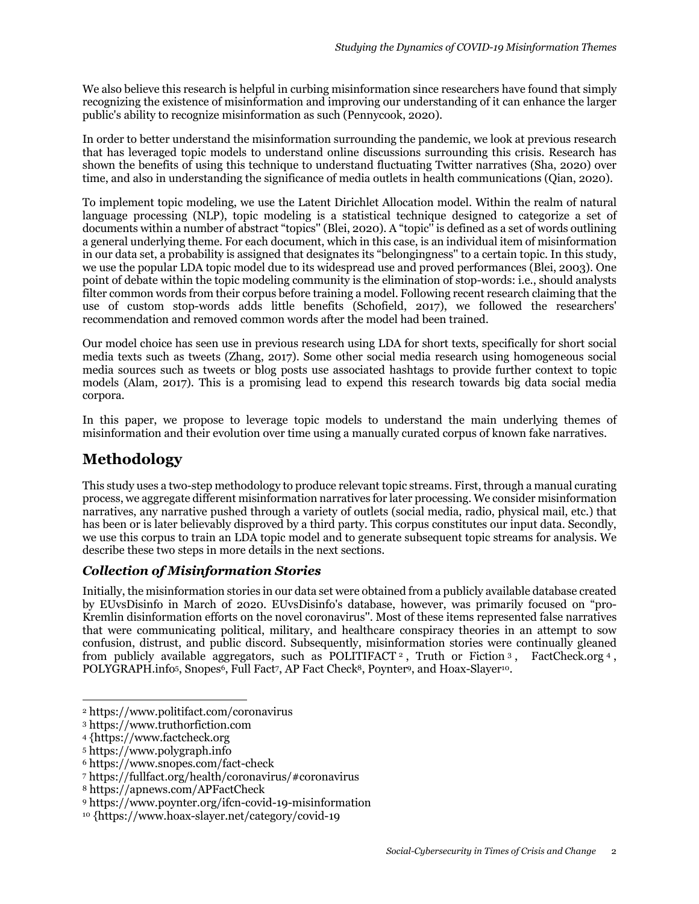We also believe this research is helpful in curbing misinformation since researchers have found that simply recognizing the existence of misinformation and improving our understanding of it can enhance the larger public's ability to recognize misinformation as such (Pennycook, 2020).

In order to better understand the misinformation surrounding the pandemic, we look at previous research that has leveraged topic models to understand online discussions surrounding this crisis. Research has shown the benefits of using this technique to understand fluctuating Twitter narratives (Sha, 2020) over time, and also in understanding the significance of media outlets in health communications (Qian, 2020).

To implement topic modeling, we use the Latent Dirichlet Allocation model. Within the realm of natural language processing (NLP), topic modeling is a statistical technique designed to categorize a set of documents within a number of abstract "topics" (Blei, 2020). A "topic" is defined as a set of words outlining a general underlying theme. For each document, which in this case, is an individual item of misinformation in our data set, a probability is assigned that designates its "belongingness" to a certain topic. In this study, we use the popular LDA topic model due to its widespread use and proved performances (Blei, 2003). One point of debate within the topic modeling community is the elimination of stop-words: i.e., should analysts filter common words from their corpus before training a model. Following recent research claiming that the use of custom stop-words adds little benefits (Schofield, 2017), we followed the researchers' recommendation and removed common words after the model had been trained.

Our model choice has seen use in previous research using LDA for short texts, specifically for short social media texts such as tweets (Zhang, 2017). Some other social media research using homogeneous social media sources such as tweets or blog posts use associated hashtags to provide further context to topic models (Alam, 2017). This is a promising lead to expend this research towards big data social media corpora.

In this paper, we propose to leverage topic models to understand the main underlying themes of misinformation and their evolution over time using a manually curated corpus of known fake narratives.

# Methodology

This study uses a two-step methodology to produce relevant topic streams. First, through a manual curating process, we aggregate different misinformation narratives for later processing. We consider misinformation narratives, any narrative pushed through a variety of outlets (social media, radio, physical mail, etc.) that has been or is later believably disproved by a third party. This corpus constitutes our input data. Secondly, we use this corpus to train an LDA topic model and to generate subsequent topic streams for analysis. We describe these two steps in more details in the next sections.

## *Collection of Misinformation Stories*

Initially, the misinformation stories in our data set were obtained from a publicly available database created by EUvsDisinfo in March of 2020. EUvsDisinfo's database, however, was primarily focused on "pro-Kremlin disinformation efforts on the novel coronavirus". Most of these items represented false narratives that were communicating political, military, and healthcare conspiracy theories in an attempt to sow confusion, distrust, and public discord. Subsequently, misinformation stories were continually gleaned from publicly available aggregators, such as POLITIFACT [2], Truth or Fiction [3], FactCheck.org [4], POLYGRAPH.info[5], Snopes[6], Full Fact[7], AP Fact Check[8], Poynter[9], and Hoax-Slayer[10].

---

[2] https://www.politifact.com/coronavirus

[3] https://www.truthorfiction.com

[4] {https://www.factcheck.org

[5] https://www.polygraph.info

[6] https://www.snopes.com/fact-check

[7] https://fullfact.org/health/coronavirus/#coronavirus

[8] https://apnews.com/APFactCheck

[9] https://www.poynter.org/ifcn-covid-19-misinformation

[10] {https://www.hoax-slayer.net/category/covid-19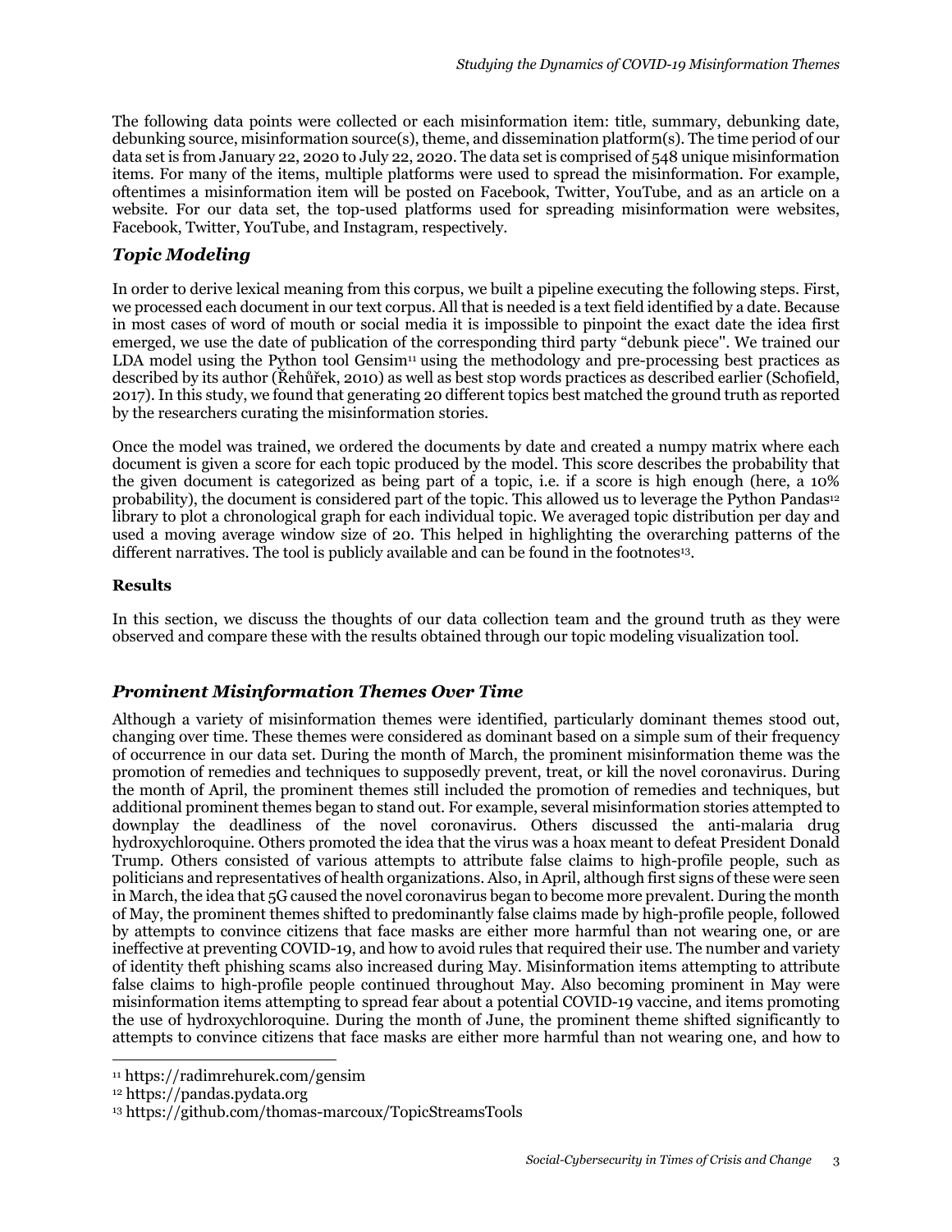The following data points were collected or each misinformation item: title, summary, debunking date, debunking source, misinformation source(s), theme, and dissemination platform(s). The time period of our data set is from January 22, 2020 to July 22, 2020. The data set is comprised of 548 unique misinformation items. For many of the items, multiple platforms were used to spread the misinformation. For example, oftentimes a misinformation item will be posted on Facebook, Twitter, YouTube, and as an article on a website. For our data set, the top-used platforms used for spreading misinformation were websites, Facebook, Twitter, YouTube, and Instagram, respectively.

## *Topic Modeling*

In order to derive lexical meaning from this corpus, we built a pipeline executing the following steps. First, we processed each document in our text corpus. All that is needed is a text field identified by a date. Because in most cases of word of mouth or social media it is impossible to pinpoint the exact date the idea first emerged, we use the date of publication of the corresponding third party "debunk piece". We trained our LDA model using the Python tool Gensim[11] using the methodology and pre-processing best practices as described by its author (Řehůřek, 2010) as well as best stop words practices as described earlier (Schofield, 2017). In this study, we found that generating 20 different topics best matched the ground truth as reported by the researchers curating the misinformation stories.

Once the model was trained, we ordered the documents by date and created a numpy matrix where each document is given a score for each topic produced by the model. This score describes the probability that the given document is categorized as being part of a topic, i.e. if a score is high enough (here, a 10% probability), the document is considered part of the topic. This allowed us to leverage the Python Pandas[12] library to plot a chronological graph for each individual topic. We averaged topic distribution per day and used a moving average window size of 20. This helped in highlighting the overarching patterns of the different narratives. The tool is publicly available and can be found in the footnotes[13].

**Results**

In this section, we discuss the thoughts of our data collection team and the ground truth as they were observed and compare these with the results obtained through our topic modeling visualization tool.

## *Prominent Misinformation Themes Over Time*

Although a variety of misinformation themes were identified, particularly dominant themes stood out, changing over time. These themes were considered as dominant based on a simple sum of their frequency of occurrence in our data set. During the month of March, the prominent misinformation theme was the promotion of remedies and techniques to supposedly prevent, treat, or kill the novel coronavirus. During the month of April, the prominent themes still included the promotion of remedies and techniques, but additional prominent themes began to stand out. For example, several misinformation stories attempted to downplay the deadliness of the novel coronavirus. Others discussed the anti-malaria drug hydroxychloroquine. Others promoted the idea that the virus was a hoax meant to defeat President Donald Trump. Others consisted of various attempts to attribute false claims to high-profile people, such as politicians and representatives of health organizations. Also, in April, although first signs of these were seen in March, the idea that 5G caused the novel coronavirus began to become more prevalent. During the month of May, the prominent themes shifted to predominantly false claims made by high-profile people, followed by attempts to convince citizens that face masks are either more harmful than not wearing one, or are ineffective at preventing COVID-19, and how to avoid rules that required their use. The number and variety of identity theft phishing scams also increased during May. Misinformation items attempting to attribute false claims to high-profile people continued throughout May. Also becoming prominent in May were misinformation items attempting to spread fear about a potential COVID-19 vaccine, and items promoting the use of hydroxychloroquine. During the month of June, the prominent theme shifted significantly to attempts to convince citizens that face masks are either more harmful than not wearing one, and how to

[11] https://radimrehurek.com/gensim

[12] https://pandas.pydata.org

[13] https://github.com/thomas-marcoux/TopicStreamsTools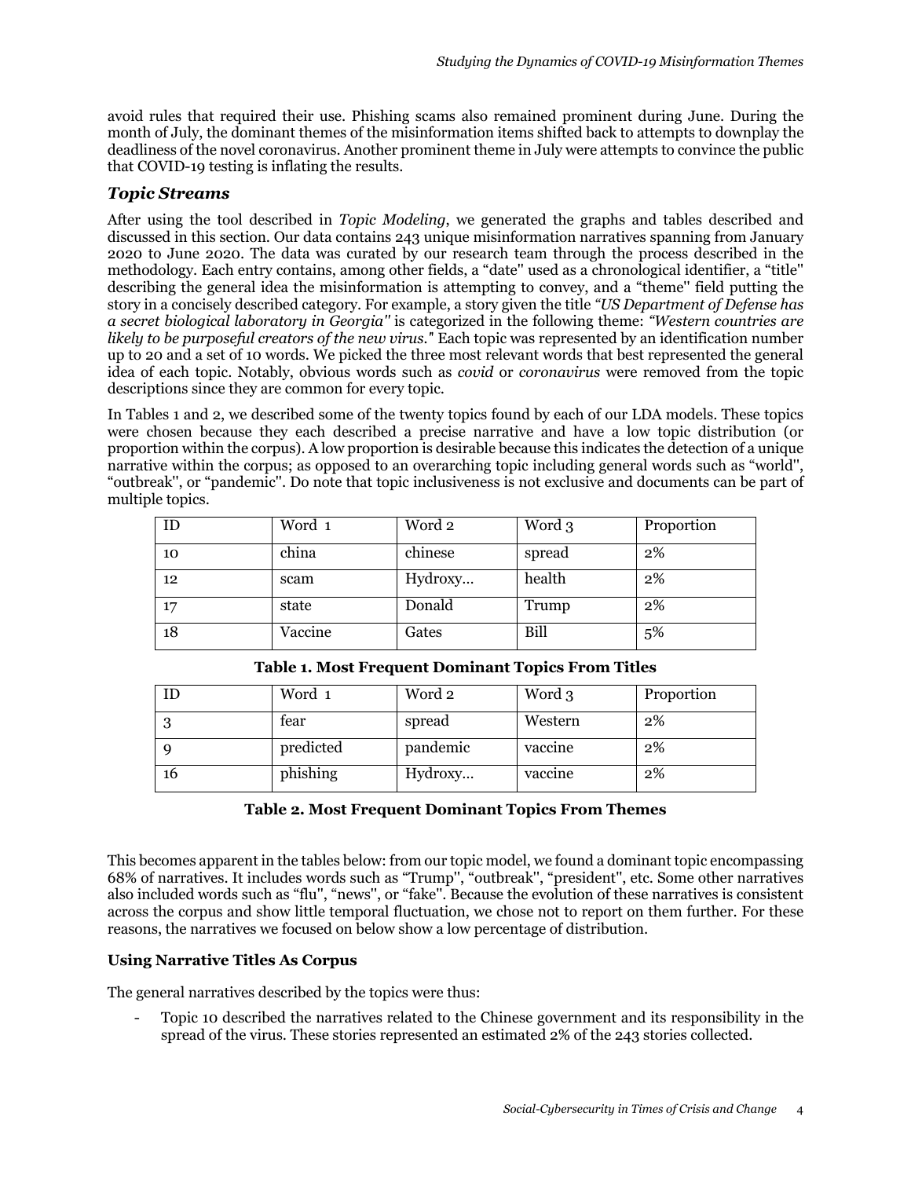avoid rules that required their use. Phishing scams also remained prominent during June. During the month of July, the dominant themes of the misinformation items shifted back to attempts to downplay the deadliness of the novel coronavirus. Another prominent theme in July were attempts to convince the public that COVID-19 testing is inflating the results.

## *Topic Streams*

After using the tool described in *Topic Modeling*, we generated the graphs and tables described and discussed in this section. Our data contains 243 unique misinformation narratives spanning from January 2020 to June 2020. The data was curated by our research team through the process described in the methodology. Each entry contains, among other fields, a "date'' used as a chronological identifier, a "title'' describing the general idea the misinformation is attempting to convey, and a "theme'' field putting the story in a concisely described category. For example, a story given the title *"US Department of Defense has a secret biological laboratory in Georgia"* is categorized in the following theme: *"Western countries are likely to be purposeful creators of the new virus."* Each topic was represented by an identification number up to 20 and a set of 10 words. We picked the three most relevant words that best represented the general idea of each topic. Notably, obvious words such as *covid* or *coronavirus* were removed from the topic descriptions since they are common for every topic.

In Tables 1 and 2, we described some of the twenty topics found by each of our LDA models. These topics were chosen because they each described a precise narrative and have a low topic distribution (or proportion within the corpus). A low proportion is desirable because this indicates the detection of a unique narrative within the corpus; as opposed to an overarching topic including general words such as "world'', "outbreak'', or "pandemic''. Do note that topic inclusiveness is not exclusive and documents can be part of multiple topics.

| ID | Word 1 | Word 2 | Word 3 | Proportion |
|---|---|---|---|---|
| 10 | china | chinese | spread | 2% |
| 12 | scam | Hydroxy… | health | 2% |
| 17 | state | Donald | Trump | 2% |
| 18 | Vaccine | Gates | Bill | 5% |

**Table 1. Most Frequent Dominant Topics From Titles**

| ID | Word 1 | Word 2 | Word 3 | Proportion |
|---|---|---|---|---|
| 3 | fear | spread | Western | 2% |
| 9 | predicted | pandemic | vaccine | 2% |
| 16 | phishing | Hydroxy… | vaccine | 2% |

**Table 2. Most Frequent Dominant Topics From Themes**

This becomes apparent in the tables below: from our topic model, we found a dominant topic encompassing 68% of narratives. It includes words such as "Trump'', "outbreak'', "president'', etc. Some other narratives also included words such as "flu'', "news'', or "fake''. Because the evolution of these narratives is consistent across the corpus and show little temporal fluctuation, we chose not to report on them further. For these reasons, the narratives we focused on below show a low percentage of distribution.

### Using Narrative Titles As Corpus

The general narratives described by the topics were thus:

- Topic 10 described the narratives related to the Chinese government and its responsibility in the spread of the virus. These stories represented an estimated 2% of the 243 stories collected.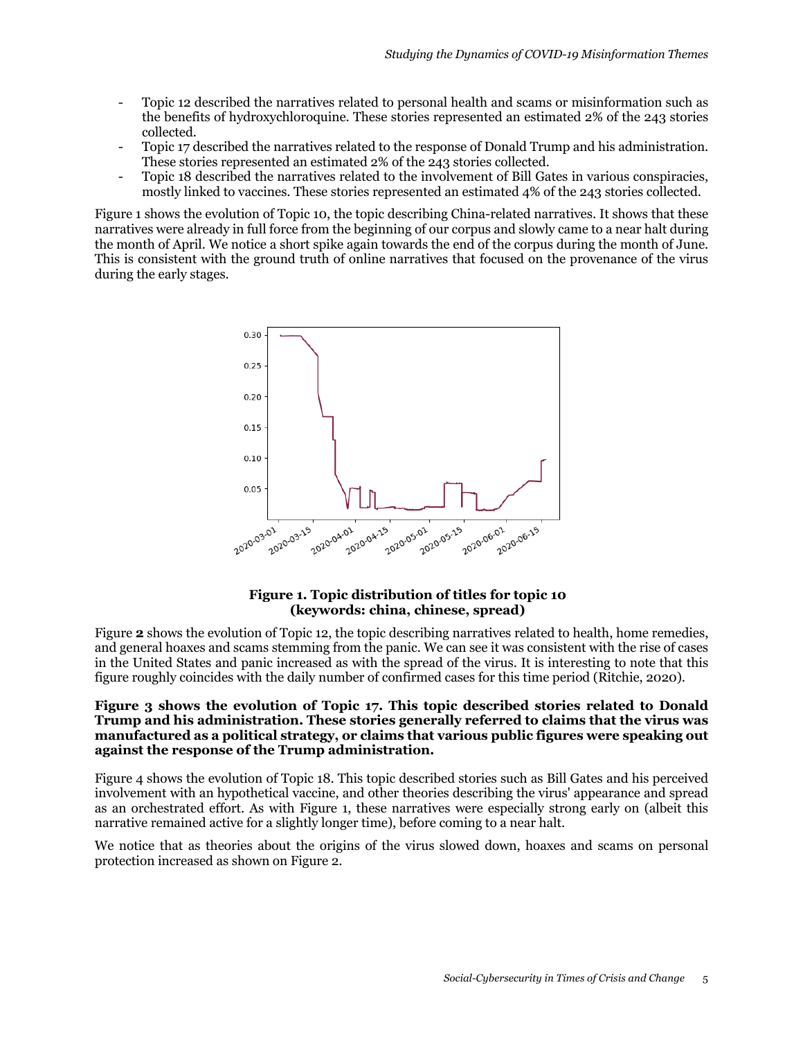- Topic 12 described the narratives related to personal health and scams or misinformation such as the benefits of hydroxychloroquine. These stories represented an estimated 2% of the 243 stories collected.
- Topic 17 described the narratives related to the response of Donald Trump and his administration. These stories represented an estimated 2% of the 243 stories collected.
- Topic 18 described the narratives related to the involvement of Bill Gates in various conspiracies, mostly linked to vaccines. These stories represented an estimated 4% of the 243 stories collected.

Figure 1 shows the evolution of Topic 10, the topic describing China-related narratives. It shows that these narratives were already in full force from the beginning of our corpus and slowly came to a near halt during the month of April. We notice a short spike again towards the end of the corpus during the month of June. This is consistent with the ground truth of online narratives that focused on the provenance of the virus during the early stages.

**Figure 1. Topic distribution of titles for topic 10 (keywords: china, chinese, spread)**

Figure **2** shows the evolution of Topic 12, the topic describing narratives related to health, home remedies, and general hoaxes and scams stemming from the panic. We can see it was consistent with the rise of cases in the United States and panic increased as with the spread of the virus. It is interesting to note that this figure roughly coincides with the daily number of confirmed cases for this time period (Ritchie, 2020).

**Figure 3 shows the evolution of Topic 17. This topic described stories related to Donald Trump and his administration. These stories generally referred to claims that the virus was manufactured as a political strategy, or claims that various public figures were speaking out against the response of the Trump administration.**

Figure 4 shows the evolution of Topic 18. This topic described stories such as Bill Gates and his perceived involvement with an hypothetical vaccine, and other theories describing the virus' appearance and spread as an orchestrated effort. As with Figure 1, these narratives were especially strong early on (albeit this narrative remained active for a slightly longer time), before coming to a near halt.

We notice that as theories about the origins of the virus slowed down, hoaxes and scams on personal protection increased as shown on Figure 2.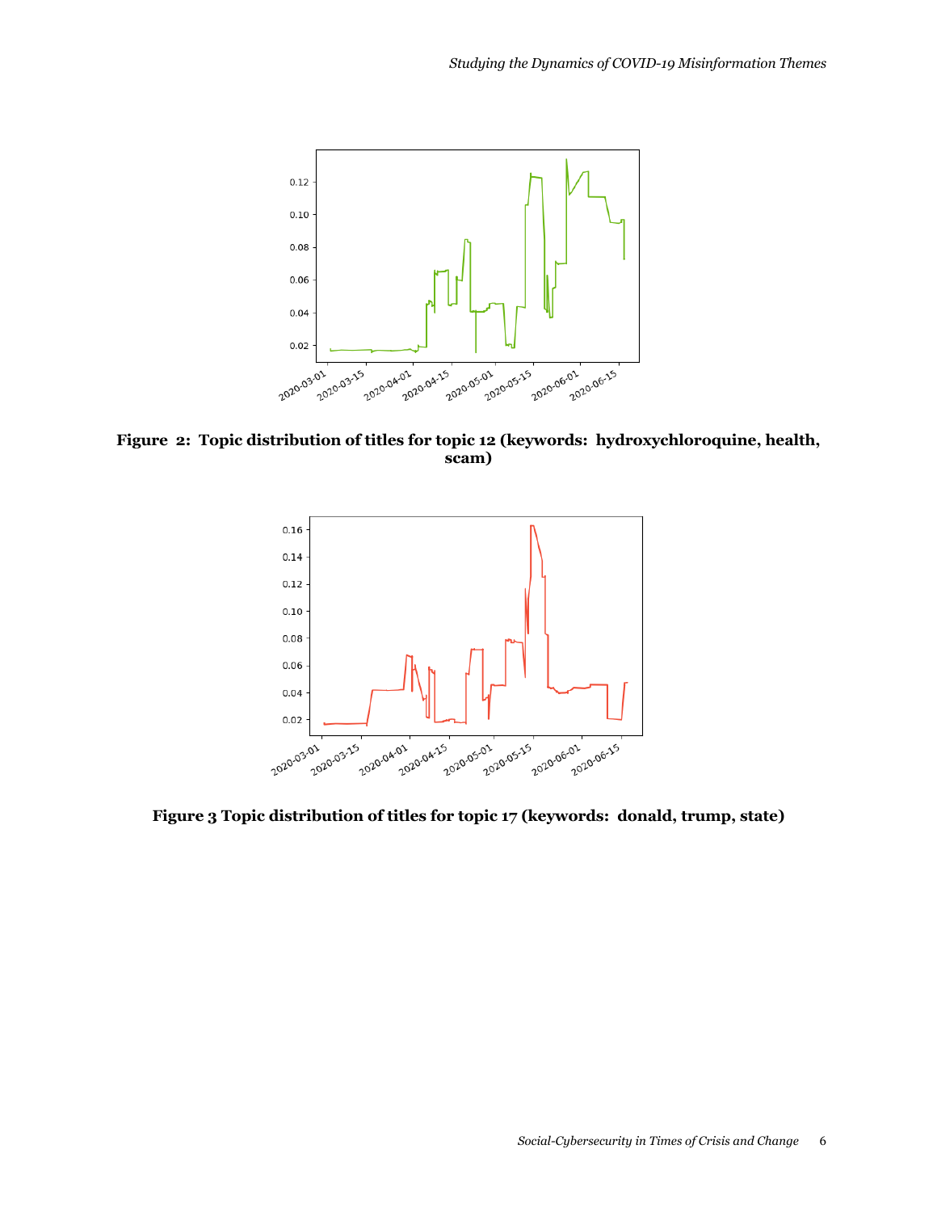**Figure 2: Topic distribution of titles for topic 12 (keywords: hydroxychloroquine, health, scam)**

**Figure 3 Topic distribution of titles for topic 17 (keywords: donald, trump, state)**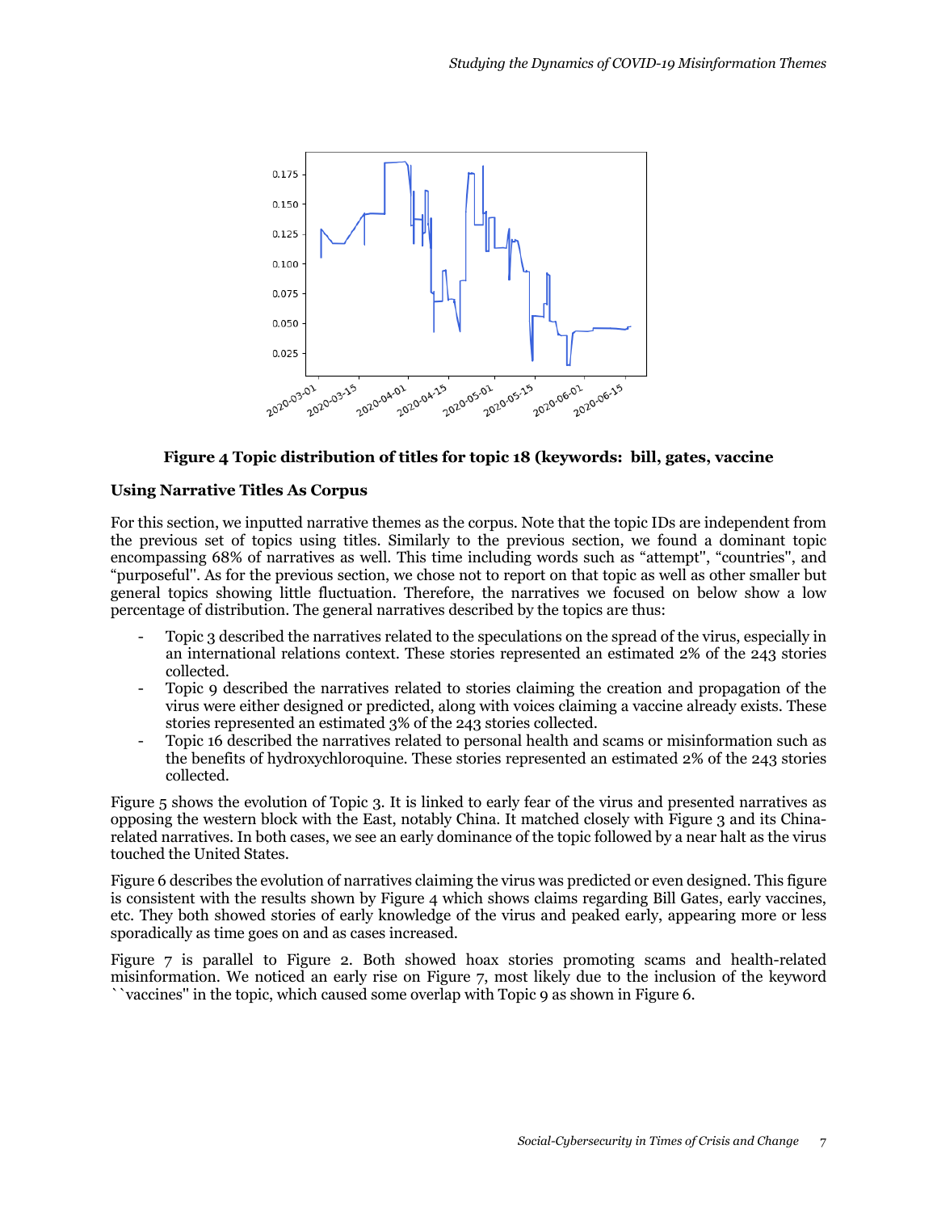**Figure 4 Topic distribution of titles for topic 18 (keywords: bill, gates, vaccine**

**Using Narrative Titles As Corpus**

For this section, we inputted narrative themes as the corpus. Note that the topic IDs are independent from the previous set of topics using titles. Similarly to the previous section, we found a dominant topic encompassing 68% of narratives as well. This time including words such as “attempt", “countries", and “purposeful". As for the previous section, we chose not to report on that topic as well as other smaller but general topics showing little fluctuation. Therefore, the narratives we focused on below show a low percentage of distribution. The general narratives described by the topics are thus:

- Topic 3 described the narratives related to the speculations on the spread of the virus, especially in an international relations context. These stories represented an estimated 2% of the 243 stories collected.
- Topic 9 described the narratives related to stories claiming the creation and propagation of the virus were either designed or predicted, along with voices claiming a vaccine already exists. These stories represented an estimated 3% of the 243 stories collected.
- Topic 16 described the narratives related to personal health and scams or misinformation such as the benefits of hydroxychloroquine. These stories represented an estimated 2% of the 243 stories collected.

Figure 5 shows the evolution of Topic 3. It is linked to early fear of the virus and presented narratives as opposing the western block with the East, notably China. It matched closely with Figure 3 and its China-related narratives. In both cases, we see an early dominance of the topic followed by a near halt as the virus touched the United States.

Figure 6 describes the evolution of narratives claiming the virus was predicted or even designed. This figure is consistent with the results shown by Figure 4 which shows claims regarding Bill Gates, early vaccines, etc. They both showed stories of early knowledge of the virus and peaked early, appearing more or less sporadically as time goes on and as cases increased.

Figure 7 is parallel to Figure 2. Both showed hoax stories promoting scams and health-related misinformation. We noticed an early rise on Figure 7, most likely due to the inclusion of the keyword ``vaccines'' in the topic, which caused some overlap with Topic 9 as shown in Figure 6.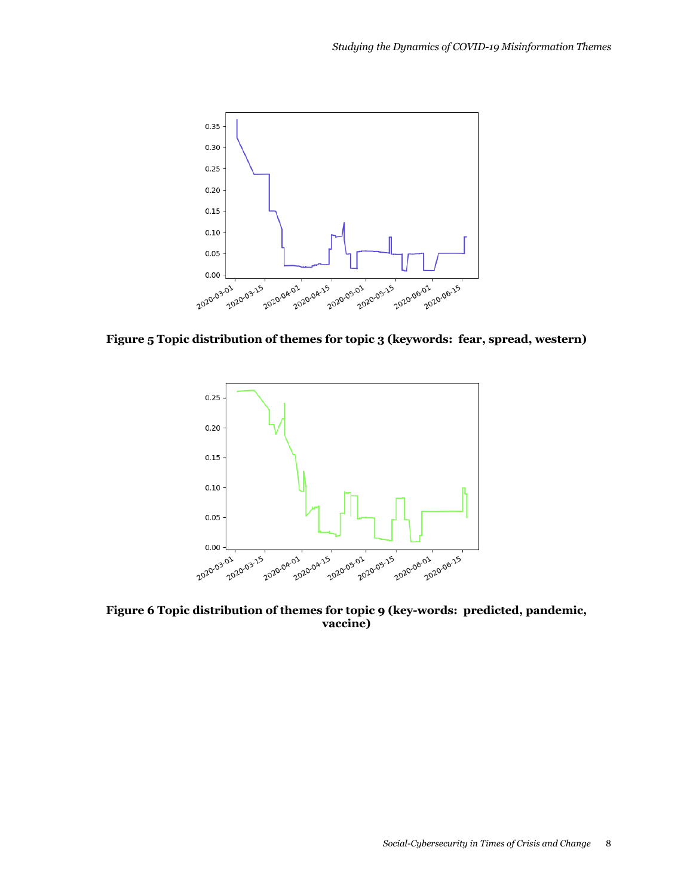**Figure 5 Topic distribution of themes for topic 3 (keywords: fear, spread, western)**

**Figure 6 Topic distribution of themes for topic 9 (key-words: predicted, pandemic, vaccine)**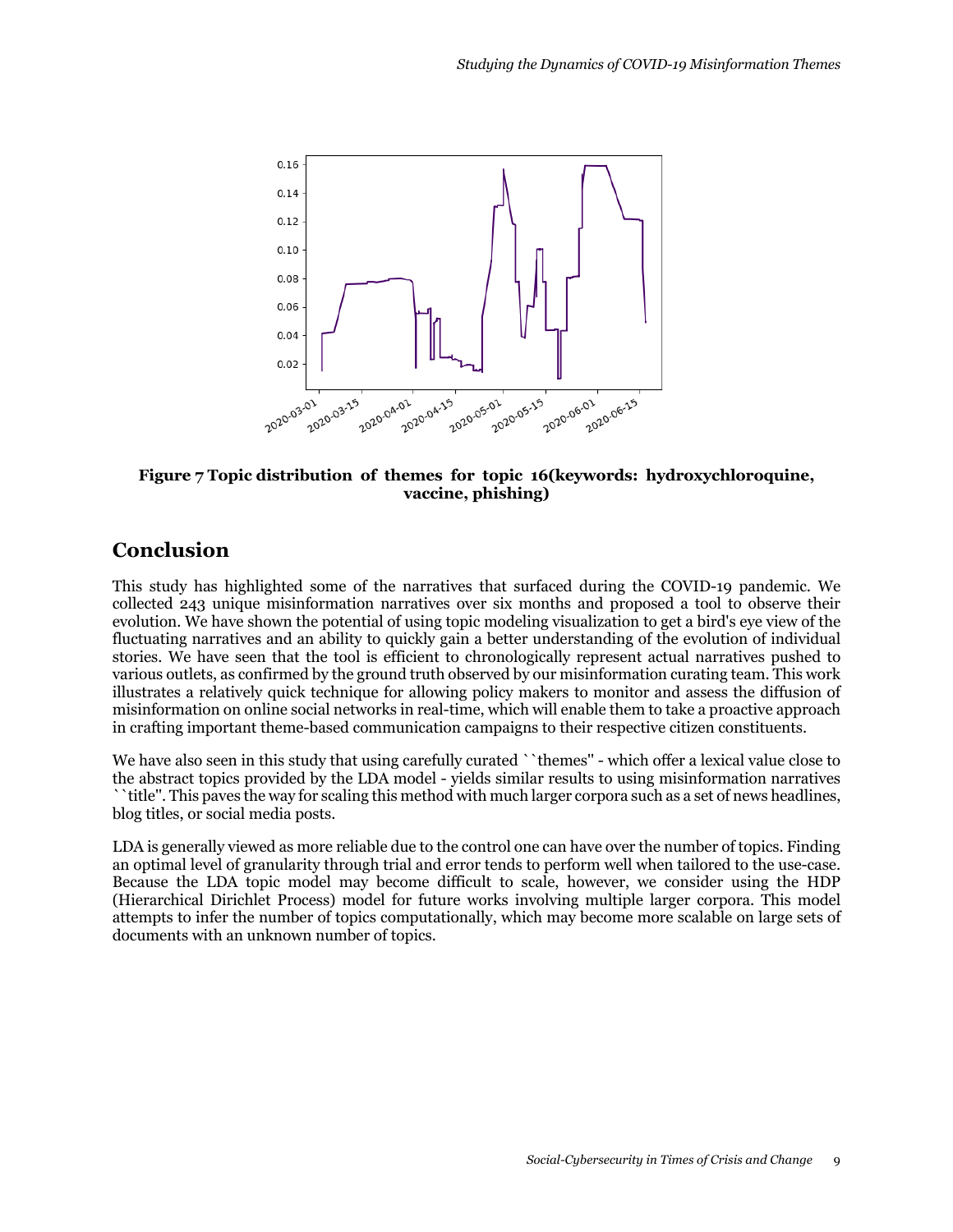**Figure 7 Topic distribution of themes for topic 16(keywords: hydroxychloroquine, vaccine, phishing)**

## Conclusion

This study has highlighted some of the narratives that surfaced during the COVID-19 pandemic. We collected 243 unique misinformation narratives over six months and proposed a tool to observe their evolution. We have shown the potential of using topic modeling visualization to get a bird's eye view of the fluctuating narratives and an ability to quickly gain a better understanding of the evolution of individual stories. We have seen that the tool is efficient to chronologically represent actual narratives pushed to various outlets, as confirmed by the ground truth observed by our misinformation curating team. This work illustrates a relatively quick technique for allowing policy makers to monitor and assess the diffusion of misinformation on online social networks in real-time, which will enable them to take a proactive approach in crafting important theme-based communication campaigns to their respective citizen constituents.

We have also seen in this study that using carefully curated ``themes'' - which offer a lexical value close to the abstract topics provided by the LDA model - yields similar results to using misinformation narratives ``title''. This paves the way for scaling this method with much larger corpora such as a set of news headlines, blog titles, or social media posts.

LDA is generally viewed as more reliable due to the control one can have over the number of topics. Finding an optimal level of granularity through trial and error tends to perform well when tailored to the use-case. Because the LDA topic model may become difficult to scale, however, we consider using the HDP (Hierarchical Dirichlet Process) model for future works involving multiple larger corpora. This model attempts to infer the number of topics computationally, which may become more scalable on large sets of documents with an unknown number of topics.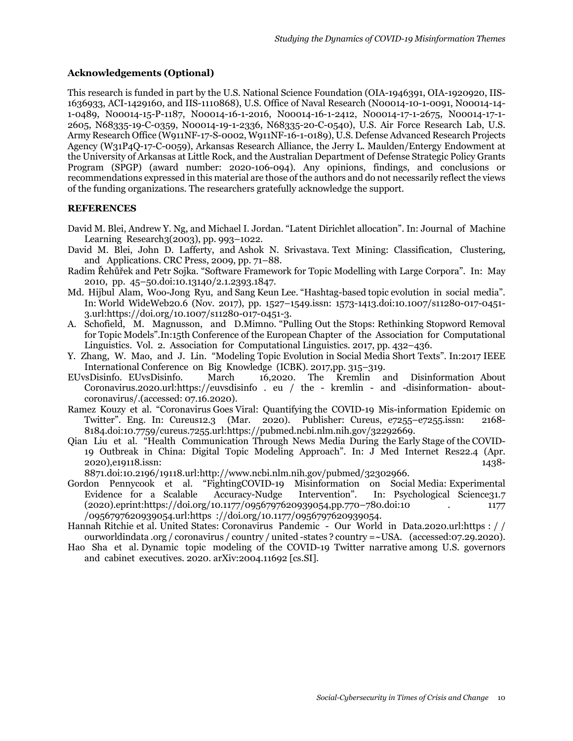### Acknowledgements (Optional)

This research is funded in part by the U.S. National Science Foundation (OIA-1946391, OIA-1920920, IIS-1636933, ACI-1429160, and IIS-1110868), U.S. Office of Naval Research (N00014-10-1-0091, N00014-14-1-0489, N00014-15-P-1187, N00014-16-1-2016, N00014-16-1-2412, N00014-17-1-2675, N00014-17-1-2605, N68335-19-C-0359, N00014-19-1-2336, N68335-20-C-0540), U.S. Air Force Research Lab, U.S. Army Research Office (W911NF-17-S-0002, W911NF-16-1-0189), U.S. Defense Advanced Research Projects Agency (W31P4Q-17-C-0059), Arkansas Research Alliance, the Jerry L. Maulden/Entergy Endowment at the University of Arkansas at Little Rock, and the Australian Department of Defense Strategic Policy Grants Program (SPGP) (award number: 2020-106-094). Any opinions, findings, and conclusions or recommendations expressed in this material are those of the authors and do not necessarily reflect the views of the funding organizations. The researchers gratefully acknowledge the support.

### REFERENCES

David M. Blei, Andrew Y. Ng, and Michael I. Jordan. "Latent Dirichlet allocation". In: Journal of Machine Learning Research3(2003), pp. 993–1022.

David M. Blei, John D. Lafferty, and Ashok N. Srivastava. Text Mining: Classification, Clustering, and Applications. CRC Press, 2009, pp. 71–88.

Radim Řehůřek and Petr Sojka. "Software Framework for Topic Modelling with Large Corpora". In: May 2010, pp. 45–50.doi:10.13140/2.1.2393.1847.

Md. Hijbul Alam, Woo-Jong Ryu, and Sang Keun Lee. "Hashtag-based topic evolution in social media". In: World WideWeb20.6 (Nov. 2017), pp. 1527–1549.issn: 1573-1413.doi:10.1007/s11280-017-0451-3.url:https://doi.org/10.1007/s11280-017-0451-3.

A. Schofield, M. Magnusson, and D.Mimno. "Pulling Out the Stops: Rethinking Stopword Removal for Topic Models".In:15th Conference of the European Chapter of the Association for Computational Linguistics. Vol. 2. Association for Computational Linguistics. 2017, pp. 432–436.

Y. Zhang, W. Mao, and J. Lin. "Modeling Topic Evolution in Social Media Short Texts". In:2017 IEEE International Conference on Big Knowledge (ICBK). 2017,pp. 315–319.

EUvsDisinfo. EUvsDisinfo. March 16,2020. The Kremlin and Disinformation About Coronavirus.2020.url:https://euvsdisinfo . eu / the - kremlin - and -disinformation- about-coronavirus/.(accessed: 07.16.2020).

Ramez Kouzy et al. "Coronavirus Goes Viral: Quantifying the COVID-19 Mis-information Epidemic on Twitter". Eng. In: Cureus12.3 (Mar. 2020). Publisher: Cureus, e7255–e7255.issn: 2168-8184.doi:10.7759/cureus.7255.url:https://pubmed.ncbi.nlm.nih.gov/32292669.

Qian Liu et al. "Health Communication Through News Media During the Early Stage of the COVID-19 Outbreak in China: Digital Topic Modeling Approach". In: J Med Internet Res22.4 (Apr. 2020),e19118.issn: 1438-8871.doi:10.2196/19118.url:http://www.ncbi.nlm.nih.gov/pubmed/32302966.

Gordon Pennycook et al. "FightingCOVID-19 Misinformation on Social Media: Experimental Evidence for a Scalable Accuracy-Nudge Intervention". In: Psychological Science31.7 (2020).eprint:https://doi.org/10.1177/0956797620939054,pp.770–780.doi:10 . 1177 /0956797620939054.url:https ://doi.org/10.1177/0956797620939054.

Hannah Ritchie et al. United States: Coronavirus Pandemic - Our World in Data.2020.url:https : / / ourworldindata .org / coronavirus / country / united -states ? country =~USA. (accessed:07.29.2020).

Hao Sha et al. Dynamic topic modeling of the COVID-19 Twitter narrative among U.S. governors and cabinet executives. 2020. arXiv:2004.11692 [cs.SI].